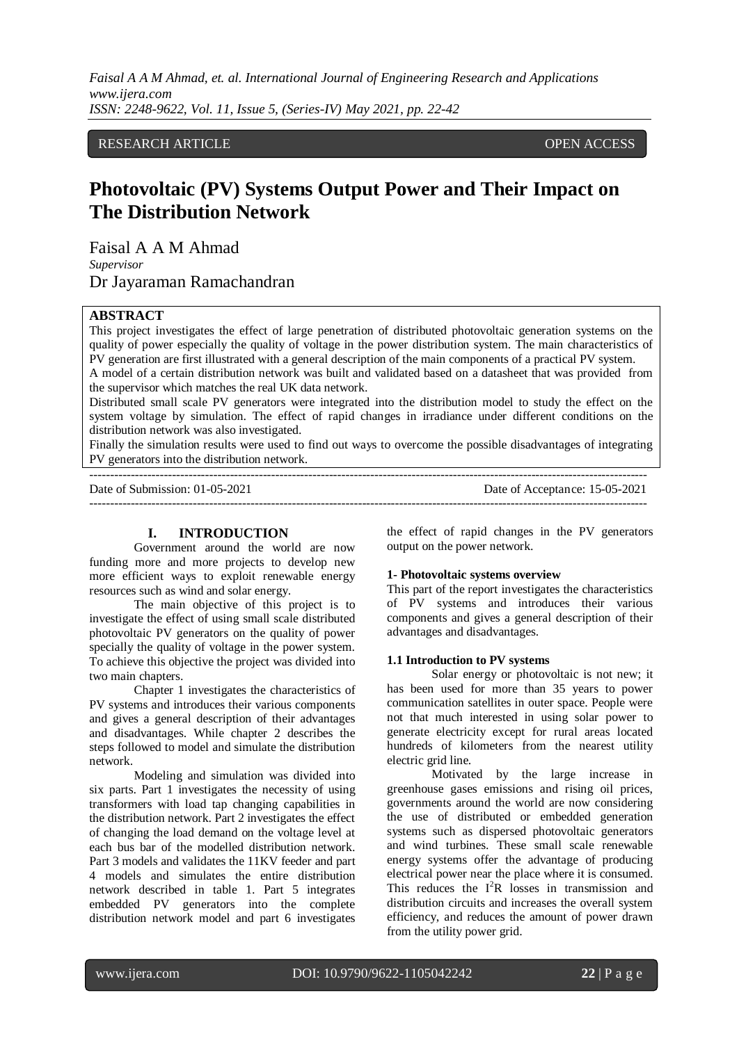RESEARCH ARTICLE OPEN ACCESS

# Photovoltaic (PV) Systems Output Power and Their Impact on The Distribution Network

Faisal A A M Ahmad

*Supervisor*

Dr Jayaraman Ramachandran

## ABSTRACT

This project investigates the effect of large penetration of distributed photovoltaic generation systems on the quality of power especially the quality of voltage in the power distribution system. The main characteristics of PV generation are first illustrated with a general description of the main components of a practical PV system.

A model of a certain distribution network was built and validated based on a datasheet that was provided from the supervisor which matches the real UK data network.

Distributed small scale PV generators were integrated into the distribution model to study the effect on the system voltage by simulation. The effect of rapid changes in irradiance under different conditions on the distribution network was also investigated.

Finally the simulation results were used to find out ways to overcome the possible disadvantages of integrating PV generators into the distribution network.

Date of Submission: 01-05-2021 Date of Acceptance: 15-05-2021

## I. INTRODUCTION

Government around the world are now funding more and more projects to develop new more efficient ways to exploit renewable energy resources such as wind and solar energy.

The main objective of this project is to investigate the effect of using small scale distributed photovoltaic PV generators on the quality of power specially the quality of voltage in the power system. To achieve this objective the project was divided into two main chapters.

Chapter 1 investigates the characteristics of PV systems and introduces their various components and gives a general description of their advantages and disadvantages. While chapter 2 describes the steps followed to model and simulate the distribution network.

Modeling and simulation was divided into six parts. Part 1 investigates the necessity of using transformers with load tap changing capabilities in the distribution network. Part 2 investigates the effect of changing the load demand on the voltage level at each bus bar of the modelled distribution network. Part 3 models and validates the 11KV feeder and part 4 models and simulates the entire distribution network described in table 1. Part 5 integrates embedded PV generators into the complete distribution network model and part 6 investigates the effect of rapid changes in the PV generators output on the power network.

### 1- Photovoltaic systems overview

This part of the report investigates the characteristics of PV systems and introduces their various components and gives a general description of their advantages and disadvantages.

### 1.1 Introduction to PV systems

Solar energy or photovoltaic is not new; it has been used for more than 35 years to power communication satellites in outer space. People were not that much interested in using solar power to generate electricity except for rural areas located hundreds of kilometers from the nearest utility electric grid line.

Motivated by the large increase in greenhouse gases emissions and rising oil prices, governments around the world are now considering the use of distributed or embedded generation systems such as dispersed photovoltaic generators and wind turbines. These small scale renewable energy systems offer the advantage of producing electrical power near the place where it is consumed. This reduces the $I^2R$ losses in transmission and distribution circuits and increases the overall system efficiency, and reduces the amount of power drawn from the utility power grid.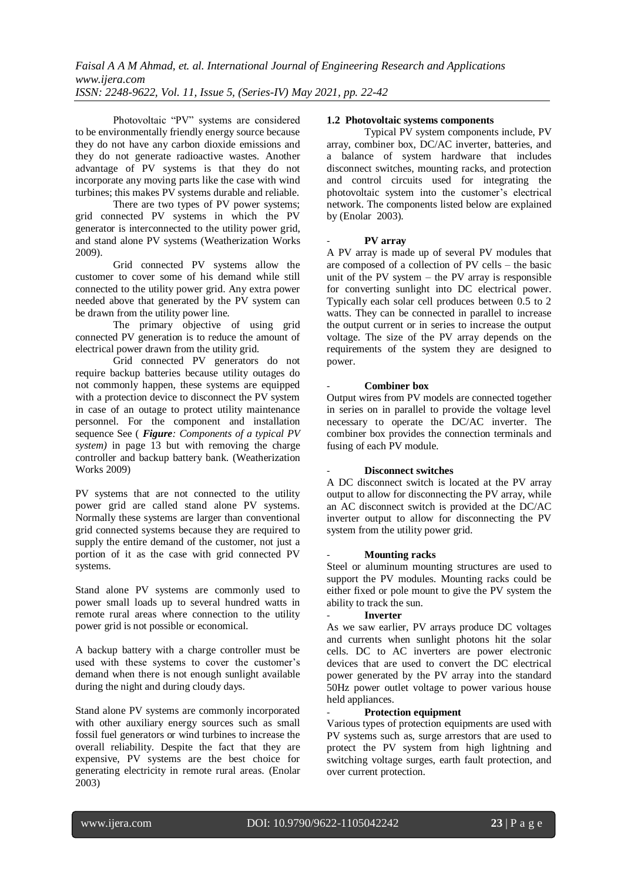Photovoltaic "PV" systems are considered to be environmentally friendly energy source because they do not have any carbon dioxide emissions and they do not generate radioactive wastes. Another advantage of PV systems is that they do not incorporate any moving parts like the case with wind turbines; this makes PV systems durable and reliable.

There are two types of PV power systems; grid connected PV systems in which the PV generator is interconnected to the utility power grid, and stand alone PV systems (Weatherization Works 2009).

Grid connected PV systems allow the customer to cover some of his demand while still connected to the utility power grid. Any extra power needed above that generated by the PV system can be drawn from the utility power line.

The primary objective of using grid connected PV generation is to reduce the amount of electrical power drawn from the utility grid.

Grid connected PV generators do not require backup batteries because utility outages do not commonly happen, these systems are equipped with a protection device to disconnect the PV system in case of an outage to protect utility maintenance personnel. For the component and installation sequence See ( ***Figure****: Components of a typical PV system)* in page 13 but with removing the charge controller and backup battery bank. (Weatherization Works 2009)

PV systems that are not connected to the utility power grid are called stand alone PV systems. Normally these systems are larger than conventional grid connected systems because they are required to supply the entire demand of the customer, not just a portion of it as the case with grid connected PV systems.

Stand alone PV systems are commonly used to power small loads up to several hundred watts in remote rural areas where connection to the utility power grid is not possible or economical.

A backup battery with a charge controller must be used with these systems to cover the customer's demand when there is not enough sunlight available during the night and during cloudy days.

Stand alone PV systems are commonly incorporated with other auxiliary energy sources such as small fossil fuel generators or wind turbines to increase the overall reliability. Despite the fact that they are expensive, PV systems are the best choice for generating electricity in remote rural areas. (Enolar 2003)

### 1.2 Photovoltaic systems components

Typical PV system components include, PV array, combiner box, DC/AC inverter, batteries, and a balance of system hardware that includes disconnect switches, mounting racks, and protection and control circuits used for integrating the photovoltaic system into the customer's electrical network. The components listed below are explained by (Enolar 2003).

- **PV array**

A PV array is made up of several PV modules that are composed of a collection of PV cells – the basic unit of the PV system – the PV array is responsible for converting sunlight into DC electrical power. Typically each solar cell produces between 0.5 to 2 watts. They can be connected in parallel to increase the output current or in series to increase the output voltage. The size of the PV array depends on the requirements of the system they are designed to power.

- **Combiner box**

Output wires from PV models are connected together in series on in parallel to provide the voltage level necessary to operate the DC/AC inverter. The combiner box provides the connection terminals and fusing of each PV module.

- **Disconnect switches**

A DC disconnect switch is located at the PV array output to allow for disconnecting the PV array, while an AC disconnect switch is provided at the DC/AC inverter output to allow for disconnecting the PV system from the utility power grid.

- **Mounting racks**

Steel or aluminum mounting structures are used to support the PV modules. Mounting racks could be either fixed or pole mount to give the PV system the ability to track the sun.

- **Inverter**

As we saw earlier, PV arrays produce DC voltages and currents when sunlight photons hit the solar cells. DC to AC inverters are power electronic devices that are used to convert the DC electrical power generated by the PV array into the standard 50Hz power outlet voltage to power various house held appliances.

- **Protection equipment**

Various types of protection equipments are used with PV systems such as, surge arrestors that are used to protect the PV system from high lightning and switching voltage surges, earth fault protection, and over current protection.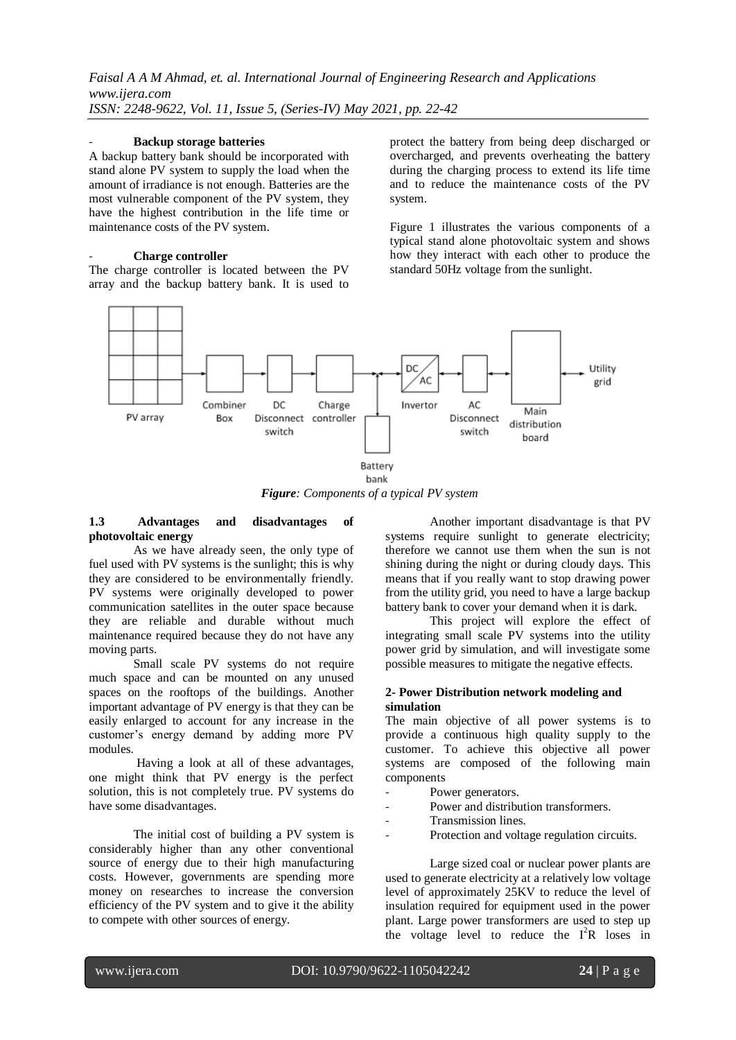- **Backup storage batteries**

A backup battery bank should be incorporated with stand alone PV system to supply the load when the amount of irradiance is not enough. Batteries are the most vulnerable component of the PV system, they have the highest contribution in the life time or maintenance costs of the PV system.

- **Charge controller**

The charge controller is located between the PV array and the backup battery bank. It is used to protect the battery from being deep discharged or overcharged, and prevents overheating the battery during the charging process to extend its life time and to reduce the maintenance costs of the PV system.

Figure 1 illustrates the various components of a typical stand alone photovoltaic system and shows how they interact with each other to produce the standard 50Hz voltage from the sunlight.

PV array → Combiner Box → DC Disconnect switch → Charge controller → Battery bank / DC/AC Invertor → AC Disconnect switch → Main distribution board → Utility grid

***Figure**: Components of a typical PV system*

### 1.3 Advantages and disadvantages of photovoltaic energy

As we have already seen, the only type of fuel used with PV systems is the sunlight; this is why they are considered to be environmentally friendly. PV systems were originally developed to power communication satellites in the outer space because they are reliable and durable without much maintenance required because they do not have any moving parts.

Small scale PV systems do not require much space and can be mounted on any unused spaces on the rooftops of the buildings. Another important advantage of PV energy is that they can be easily enlarged to account for any increase in the customer's energy demand by adding more PV modules.

Having a look at all of these advantages, one might think that PV energy is the perfect solution, this is not completely true. PV systems do have some disadvantages.

The initial cost of building a PV system is considerably higher than any other conventional source of energy due to their high manufacturing costs. However, governments are spending more money on researches to increase the conversion efficiency of the PV system and to give it the ability to compete with other sources of energy.

Another important disadvantage is that PV systems require sunlight to generate electricity; therefore we cannot use them when the sun is not shining during the night or during cloudy days. This means that if you really want to stop drawing power from the utility grid, you need to have a large backup battery bank to cover your demand when it is dark.

This project will explore the effect of integrating small scale PV systems into the utility power grid by simulation, and will investigate some possible measures to mitigate the negative effects.

## 2- Power Distribution network modeling and simulation

The main objective of all power systems is to provide a continuous high quality supply to the customer. To achieve this objective all power systems are composed of the following main components

- Power generators.
- Power and distribution transformers.
- Transmission lines.
- Protection and voltage regulation circuits.

Large sized coal or nuclear power plants are used to generate electricity at a relatively low voltage level of approximately 25KV to reduce the level of insulation required for equipment used in the power plant. Large power transformers are used to step up the voltage level to reduce the $I^2R$ loses in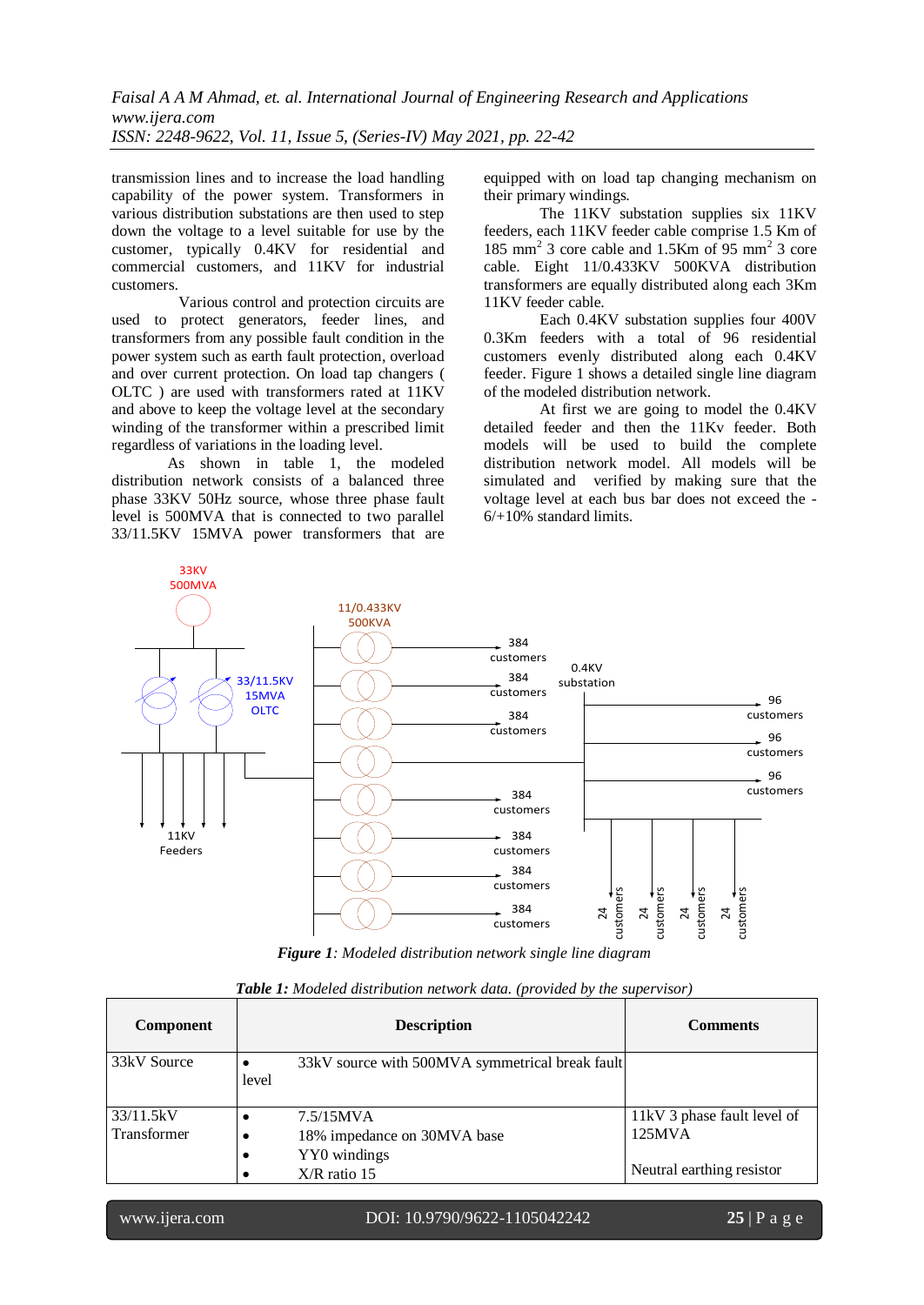transmission lines and to increase the load handling capability of the power system. Transformers in various distribution substations are then used to step down the voltage to a level suitable for use by the customer, typically 0.4KV for residential and commercial customers, and 11KV for industrial customers.

Various control and protection circuits are used to protect generators, feeder lines, and transformers from any possible fault condition in the power system such as earth fault protection, overload and over current protection. On load tap changers ( OLTC ) are used with transformers rated at 11KV and above to keep the voltage level at the secondary winding of the transformer within a prescribed limit regardless of variations in the loading level.

As shown in table 1, the modeled distribution network consists of a balanced three phase 33KV 50Hz source, whose three phase fault level is 500MVA that is connected to two parallel 33/11.5KV 15MVA power transformers that are equipped with on load tap changing mechanism on their primary windings.

The 11KV substation supplies six 11KV feeders, each 11KV feeder cable comprise 1.5 Km of 185 $mm^2$ 3 core cable and 1.5Km of 95 $mm^2$ 3 core cable. Eight 11/0.433KV 500KVA distribution transformers are equally distributed along each 3Km 11KV feeder cable.

Each 0.4KV substation supplies four 400V 0.3Km feeders with a total of 96 residential customers evenly distributed along each 0.4KV feeder. Figure 1 shows a detailed single line diagram of the modeled distribution network.

At first we are going to model the 0.4KV detailed feeder and then the 11Kv feeder. Both models will be used to build the complete distribution network model. All models will be simulated and verified by making sure that the voltage level at each bus bar does not exceed the -6/+10% standard limits.

***Figure 1**: Modeled distribution network single line diagram*

***Table 1:** Modeled distribution network data. (provided by the supervisor)*

| Component | Description | Comments |
|---|---|---|
| 33kV Source | • 33kV source with 500MVA symmetrical break fault level | |
| 33/11.5kV Transformer | • 7.5/15MVA<br>• 18% impedance on 30MVA base<br>• YY0 windings<br>• X/R ratio 15 | 11kV 3 phase fault level of 125MVA<br><br>Neutral earthing resistor |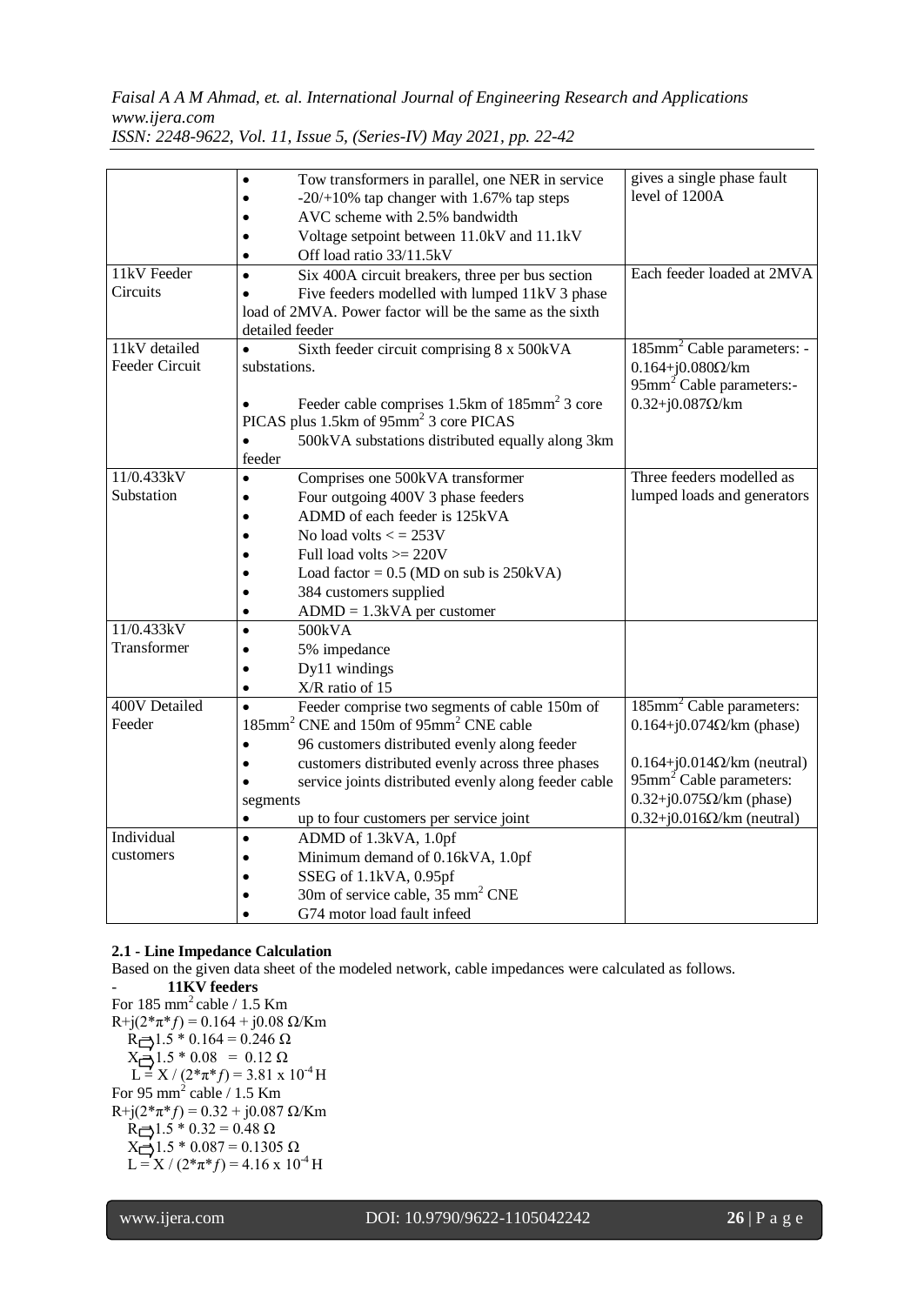| | | |
|---|---|---|
| | • Tow transformers in parallel, one NER in service<br>• -20/+10% tap changer with 1.67% tap steps<br>• AVC scheme with 2.5% bandwidth<br>• Voltage setpoint between 11.0kV and 11.1kV<br>• Off load ratio 33/11.5kV | gives a single phase fault level of 1200A |
| 11kV Feeder Circuits | • Six 400A circuit breakers, three per bus section<br>• Five feeders modelled with lumped 11kV 3 phase load of 2MVA. Power factor will be the same as the sixth detailed feeder | Each feeder loaded at 2MVA |
| 11kV detailed Feeder Circuit | • Sixth feeder circuit comprising 8 x 500kVA substations.<br>• Feeder cable comprises 1.5km of 185mm² 3 core PICAS plus 1.5km of 95mm² 3 core PICAS<br>• 500kVA substations distributed equally along 3km feeder | 185mm² Cable parameters: - 0.164+j0.080Ω/km<br>95mm² Cable parameters:- 0.32+j0.087Ω/km |
| 11/0.433kV Substation | • Comprises one 500kVA transformer<br>• Four outgoing 400V 3 phase feeders<br>• ADMD of each feeder is 125kVA<br>• No load volts < = 253V<br>• Full load volts >= 220V<br>• Load factor = 0.5 (MD on sub is 250kVA)<br>• 384 customers supplied<br>• ADMD = 1.3kVA per customer | Three feeders modelled as lumped loads and generators |
| 11/0.433kV Transformer | • 500kVA<br>• 5% impedance<br>• Dy11 windings<br>• X/R ratio of 15 | |
| 400V Detailed Feeder | • Feeder comprise two segments of cable 150m of 185mm² CNE and 150m of 95mm² CNE cable<br>• 96 customers distributed evenly along feeder<br>• customers distributed evenly across three phases<br>• service joints distributed evenly along feeder cable segments<br>• up to four customers per service joint | 185mm² Cable parameters: 0.164+j0.074Ω/km (phase)<br>0.164+j0.014Ω/km (neutral)<br>95mm² Cable parameters: 0.32+j0.075Ω/km (phase)<br>0.32+j0.016Ω/km (neutral) |
| Individual customers | • ADMD of 1.3kVA, 1.0pf<br>• Minimum demand of 0.16kVA, 1.0pf<br>• SSEG of 1.1kVA, 0.95pf<br>• 30m of service cable, 35 mm² CNE<br>• G74 motor load fault infeed | |

**2.1 - Line Impedance Calculation**

Based on the given data sheet of the modeled network, cable impedances were calculated as follows.

- **11KV feeders**

For 185 mm² cable / 1.5 Km

$R+j(2*\pi*f) = 0.164 + j0.08\ \Omega/\text{Km}$

$R \Rightarrow 1.5 * 0.164 = 0.246\ \Omega$

$X \Rightarrow 1.5 * 0.08 = 0.12\ \Omega$

$L = X / (2*\pi*f) = 3.81 \times 10^{-4}\ \text{H}$

For 95 mm² cable / 1.5 Km

$R+j(2*\pi*f) = 0.32 + j0.087\ \Omega/\text{Km}$

$R \Rightarrow 1.5 * 0.32 = 0.48\ \Omega$

$X \Rightarrow 1.5 * 0.087 = 0.1305\ \Omega$

$L = X / (2*\pi*f) = 4.16 \times 10^{-4}\ \text{H}$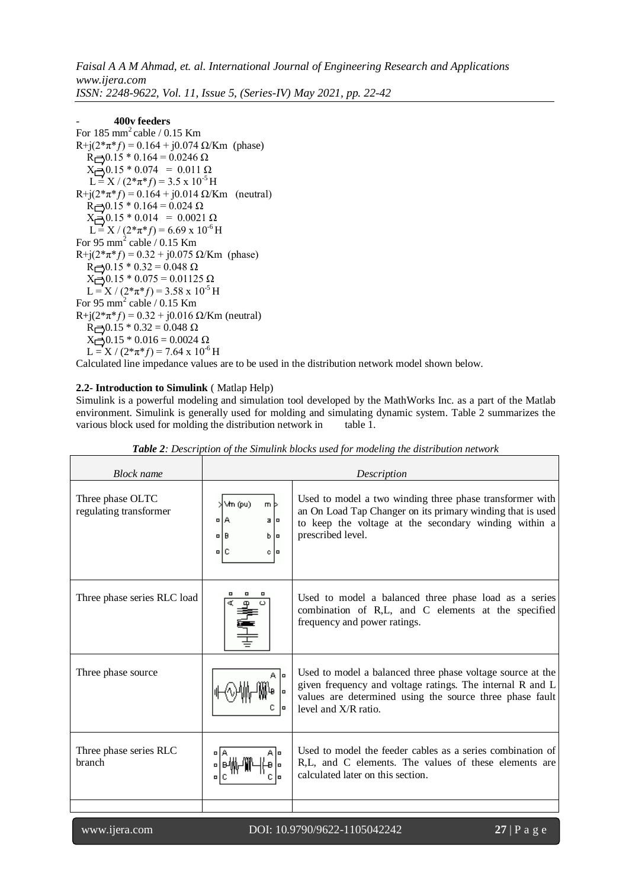- **400v feeders**

For 185 $mm^2$ cable / 0.15 Km

$R+j(2*\pi*f) = 0.164 + j0.074\ \Omega/Km$ (phase)

$R \Rightarrow 0.15 * 0.164 = 0.0246\ \Omega$

$X \Rightarrow 0.15 * 0.074 = 0.011\ \Omega$

$L = X / (2*\pi*f) = 3.5 \times 10^{-5}$ H

$R+j(2*\pi*f) = 0.164 + j0.014\ \Omega/Km$ (neutral)

$R \Rightarrow 0.15 * 0.164 = 0.024\ \Omega$

$X \Rightarrow 0.15 * 0.014 = 0.0021\ \Omega$

$L = X / (2*\pi*f) = 6.69 \times 10^{-6}$ H

For 95 $mm^2$ cable / 0.15 Km

$R+j(2*\pi*f) = 0.32 + j0.075\ \Omega/Km$ (phase)

$R \Rightarrow 0.15 * 0.32 = 0.048\ \Omega$

$X \Rightarrow 0.15 * 0.075 = 0.01125\ \Omega$

$L = X / (2*\pi*f) = 3.58 \times 10^{-5}$ H

For 95 $mm^2$ cable / 0.15 Km

$R+j(2*\pi*f) = 0.32 + j0.016\ \Omega/Km$ (neutral)

$R \Rightarrow 0.15 * 0.32 = 0.048\ \Omega$

$X \Rightarrow 0.15 * 0.016 = 0.0024\ \Omega$

$L = X / (2*\pi*f) = 7.64 \times 10^{-6}$ H

Calculated line impedance values are to be used in the distribution network model shown below.

**2.2- Introduction to Simulink** ( Matlap Help)

Simulink is a powerful modeling and simulation tool developed by the MathWorks Inc. as a part of the Matlab environment. Simulink is generally used for molding and simulating dynamic system. Table 2 summarizes the various block used for molding the distribution network in table 1.

***Table 2**: Description of the Simulink blocks used for modeling the distribution network*

| Block name | Description | |
|---|---|---|
| Three phase OLTC regulating transformer | | Used to model a two winding three phase transformer with an On Load Tap Changer on its primary winding that is used to keep the voltage at the secondary winding within a prescribed level. |
| Three phase series RLC load | | Used to model a balanced three phase load as a series combination of R,L, and C elements at the specified frequency and power ratings. |
| Three phase source | | Used to model a balanced three phase voltage source at the given frequency and voltage ratings. The internal R and L values are determined using the source three phase fault level and X/R ratio. |
| Three phase series RLC branch | | Used to model the feeder cables as a series combination of R,L, and C elements. The values of these elements are calculated later on this section. |
| | | |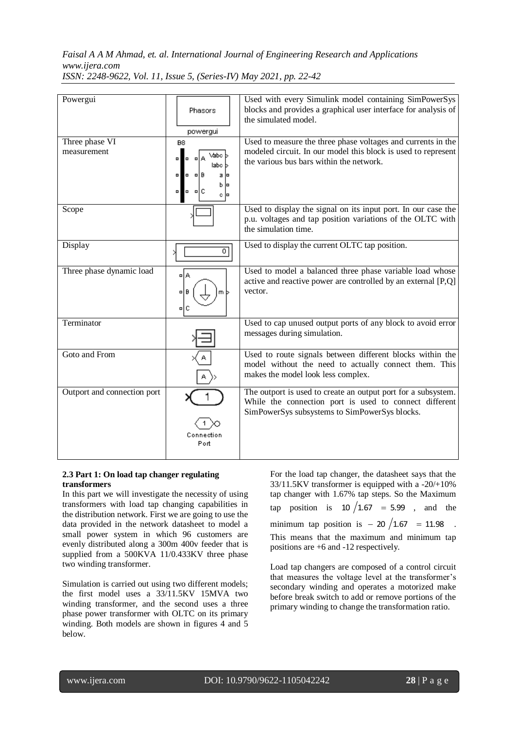| Powergui | | Used with every Simulink model containing SimPowerSys blocks and provides a graphical user interface for analysis of the simulated model. |
|---|---|---|
| Three phase VI measurement | | Used to measure the three phase voltages and currents in the modeled circuit. In our model this block is used to represent the various bus bars within the network. |
| Scope | | Used to display the signal on its input port. In our case the p.u. voltages and tap position variations of the OLTC with the simulation time. |
| Display | | Used to display the current OLTC tap position. |
| Three phase dynamic load | | Used to model a balanced three phase variable load whose active and reactive power are controlled by an external [P,Q] vector. |
| Terminator | | Used to cap unused output ports of any block to avoid error messages during simulation. |
| Goto and From | | Used to route signals between different blocks within the model without the need to actually connect them. This makes the model look less complex. |
| Outport and connection port | | The outport is used to create an output port for a subsystem. While the connection port is used to connect different SimPowerSys subsystems to SimPowerSys blocks. |

### 2.3 Part 1: On load tap changer regulating transformers

In this part we will investigate the necessity of using transformers with load tap changing capabilities in the distribution network. First we are going to use the data provided in the network datasheet to model a small power system in which 96 customers are evenly distributed along a 300m 400v feeder that is supplied from a 500KVA 11/0.433KV three phase two winding transformer.

Simulation is carried out using two different models; the first model uses a 33/11.5KV 15MVA two winding transformer, and the second uses a three phase power transformer with OLTC on its primary winding. Both models are shown in figures 4 and 5 below.

For the load tap changer, the datasheet says that the 33/11.5KV transformer is equipped with a -20/+10% tap changer with 1.67% tap steps. So the Maximum tap position is $10/1.67 = 5.99$, and the minimum tap position is $-20/1.67 = 11.98$. This means that the maximum and minimum tap positions are +6 and -12 respectively.

Load tap changers are composed of a control circuit that measures the voltage level at the transformer's secondary winding and operates a motorized make before break switch to add or remove portions of the primary winding to change the transformation ratio.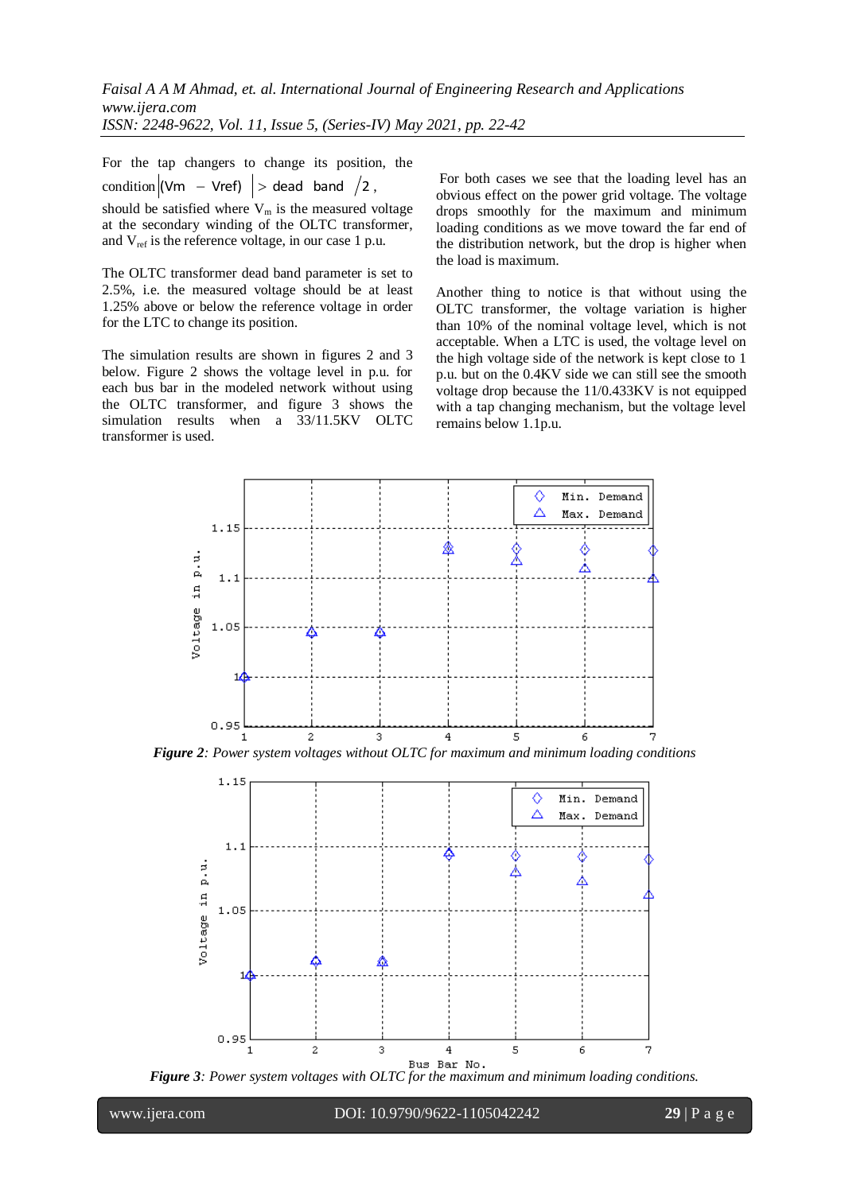For the tap changers to change its position, the condition $\left|(V_m - V_{ref})\right| > \text{dead band}/2$, should be satisfied where $V_m$ is the measured voltage at the secondary winding of the OLTC transformer, and $V_{ref}$ is the reference voltage, in our case 1 p.u.

The OLTC transformer dead band parameter is set to 2.5%, i.e. the measured voltage should be at least 1.25% above or below the reference voltage in order for the LTC to change its position.

The simulation results are shown in figures 2 and 3 below. Figure 2 shows the voltage level in p.u. for each bus bar in the modeled network without using the OLTC transformer, and figure 3 shows the simulation results when a 33/11.5KV OLTC transformer is used.

For both cases we see that the loading level has an obvious effect on the power grid voltage. The voltage drops smoothly for the maximum and minimum loading conditions as we move toward the far end of the distribution network, but the drop is higher when the load is maximum.

Another thing to notice is that without using the OLTC transformer, the voltage variation is higher than 10% of the nominal voltage level, which is not acceptable. When a LTC is used, the voltage level on the high voltage side of the network is kept close to 1 p.u. but on the 0.4KV side we can still see the smooth voltage drop because the 11/0.433KV is not equipped with a tap changing mechanism, but the voltage level remains below 1.1p.u.

***Figure 2****: Power system voltages without OLTC for maximum and minimum loading conditions*

***Figure 3****: Power system voltages with OLTC for the maximum and minimum loading conditions.*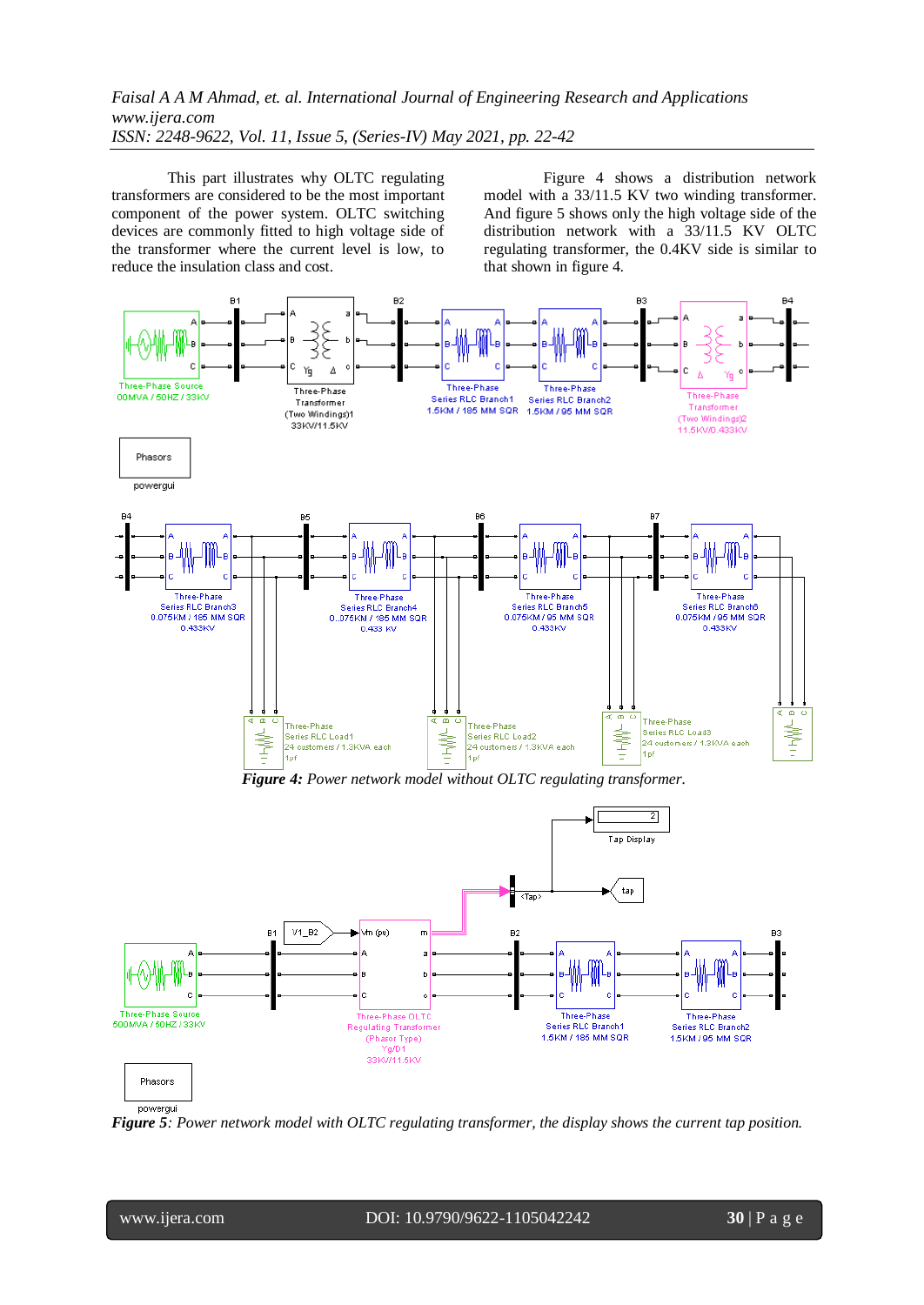This part illustrates why OLTC regulating transformers are considered to be the most important component of the power system. OLTC switching devices are commonly fitted to high voltage side of the transformer where the current level is low, to reduce the insulation class and cost.

Figure 4 shows a distribution network model with a 33/11.5 KV two winding transformer. And figure 5 shows only the high voltage side of the distribution network with a 33/11.5 KV OLTC regulating transformer, the 0.4KV side is similar to that shown in figure 4.

***Figure 4:*** *Power network model without OLTC regulating transformer.*

***Figure 5****: Power network model with OLTC regulating transformer, the display shows the current tap position.*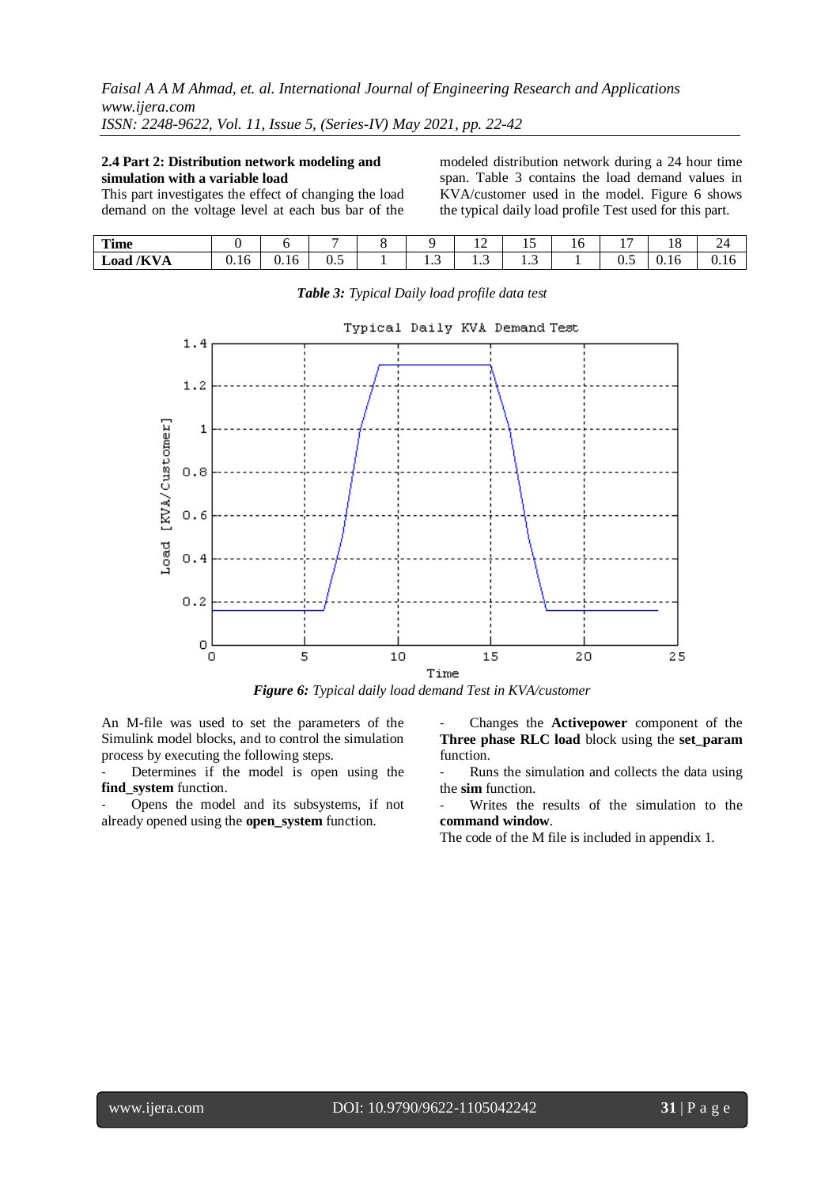### 2.4 Part 2: Distribution network modeling and simulation with a variable load

This part investigates the effect of changing the load demand on the voltage level at each bus bar of the modeled distribution network during a 24 hour time span. Table 3 contains the load demand values in KVA/customer used in the model. Figure 6 shows the typical daily load profile Test used for this part.

| Time | 0 | 6 | 7 | 8 | 9 | 12 | 15 | 16 | 17 | 18 | 24 |
|---|---|---|---|---|---|---|---|---|---|---|---|
| Load /KVA | 0.16 | 0.16 | 0.5 | 1 | 1.3 | 1.3 | 1.3 | 1 | 0.5 | 0.16 | 0.16 |

***Table 3:*** *Typical Daily load profile data test*

***Figure 6:*** *Typical daily load demand Test in KVA/customer*

An M-file was used to set the parameters of the Simulink model blocks, and to control the simulation process by executing the following steps.

- Determines if the model is open using the **find_system** function.
- Opens the model and its subsystems, if not already opened using the **open_system** function.
- Changes the **Activepower** component of the **Three phase RLC load** block using the **set_param** function.
- Runs the simulation and collects the data using the **sim** function.
- Writes the results of the simulation to the **command window**.

The code of the M file is included in appendix 1.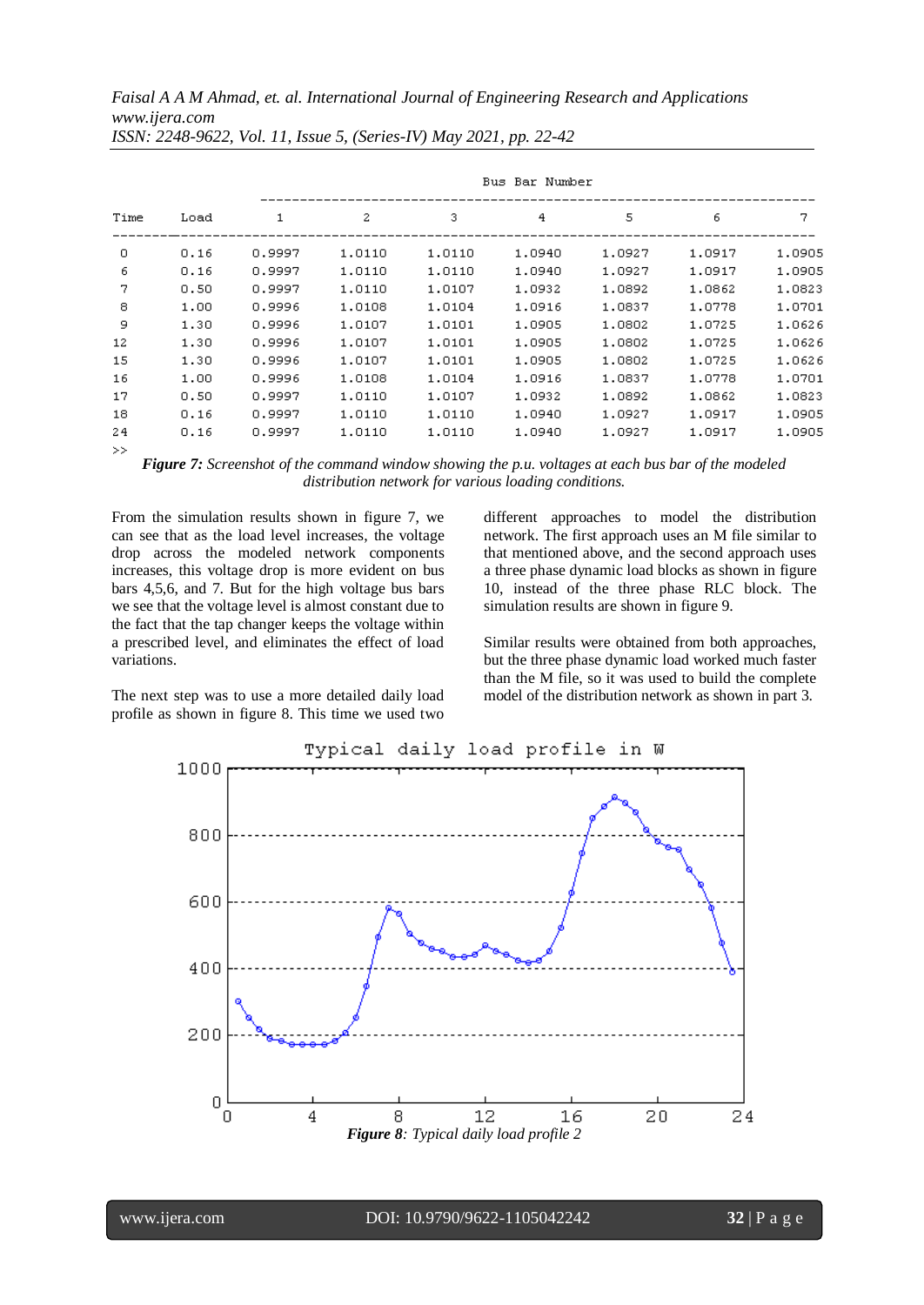| Time | Load | Bus Bar Number | | | | | | |
|---|---|---|---|---|---|---|---|---|
| | | 1 | 2 | 3 | 4 | 5 | 6 | 7 |
| 0 | 0.16 | 0.9997 | 1.0110 | 1.0110 | 1.0940 | 1.0927 | 1.0917 | 1.0905 |
| 6 | 0.16 | 0.9997 | 1.0110 | 1.0110 | 1.0940 | 1.0927 | 1.0917 | 1.0905 |
| 7 | 0.50 | 0.9997 | 1.0110 | 1.0107 | 1.0932 | 1.0892 | 1.0862 | 1.0823 |
| 8 | 1.00 | 0.9996 | 1.0108 | 1.0104 | 1.0916 | 1.0837 | 1.0778 | 1.0701 |
| 9 | 1.30 | 0.9996 | 1.0107 | 1.0101 | 1.0905 | 1.0802 | 1.0725 | 1.0626 |
| 12 | 1.30 | 0.9996 | 1.0107 | 1.0101 | 1.0905 | 1.0802 | 1.0725 | 1.0626 |
| 15 | 1.30 | 0.9996 | 1.0107 | 1.0101 | 1.0905 | 1.0802 | 1.0725 | 1.0626 |
| 16 | 1.00 | 0.9996 | 1.0108 | 1.0104 | 1.0916 | 1.0837 | 1.0778 | 1.0701 |
| 17 | 0.50 | 0.9997 | 1.0110 | 1.0107 | 1.0932 | 1.0892 | 1.0862 | 1.0823 |
| 18 | 0.16 | 0.9997 | 1.0110 | 1.0110 | 1.0940 | 1.0927 | 1.0917 | 1.0905 |
| 24 | 0.16 | 0.9997 | 1.0110 | 1.0110 | 1.0940 | 1.0927 | 1.0917 | 1.0905 |

**Figure 7:** *Screenshot of the command window showing the p.u. voltages at each bus bar of the modeled distribution network for various loading conditions.*

From the simulation results shown in figure 7, we can see that as the load level increases, the voltage drop across the modeled network components increases, this voltage drop is more evident on bus bars 4,5,6, and 7. But for the high voltage bus bars we see that the voltage level is almost constant due to the fact that the tap changer keeps the voltage within a prescribed level, and eliminates the effect of load variations.

The next step was to use a more detailed daily load profile as shown in figure 8. This time we used two different approaches to model the distribution network. The first approach uses an M file similar to that mentioned above, and the second approach uses a three phase dynamic load blocks as shown in figure 10, instead of the three phase RLC block. The simulation results are shown in figure 9.

Similar results were obtained from both approaches, but the three phase dynamic load worked much faster than the M file, so it was used to build the complete model of the distribution network as shown in part 3.

**Figure 8**: *Typical daily load profile 2*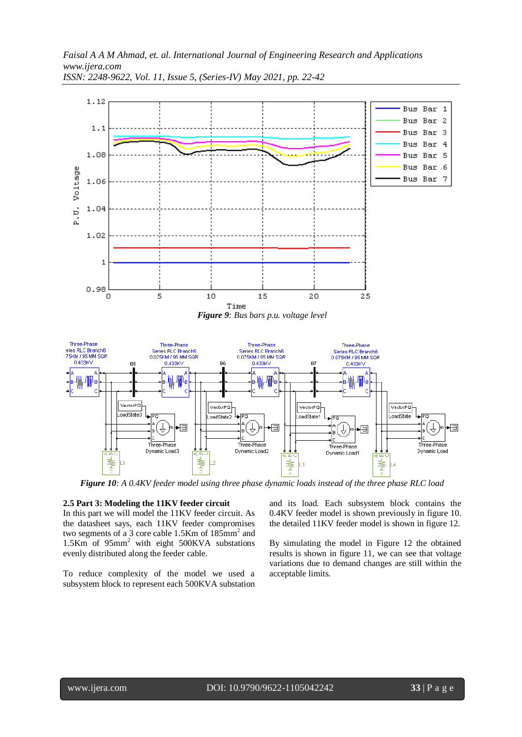*Figure 9: Bus bars p.u. voltage level*

*Figure 10: A 0.4KV feeder model using three phase dynamic loads instead of the three phase RLC load*

### 2.5 Part 3: Modeling the 11KV feeder circuit

In this part we will model the 11KV feeder circuit. As the datasheet says, each 11KV feeder compromises two segments of a 3 core cable 1.5Km of 185mm$^2$ and 1.5Km of 95mm$^2$ with eight 500KVA substations evenly distributed along the feeder cable.

To reduce complexity of the model we used a subsystem block to represent each 500KVA substation and its load. Each subsystem block contains the 0.4KV feeder model is shown previously in figure 10. the detailed 11KV feeder model is shown in figure 12.

By simulating the model in Figure 12 the obtained results is shown in figure 11, we can see that voltage variations due to demand changes are still within the acceptable limits.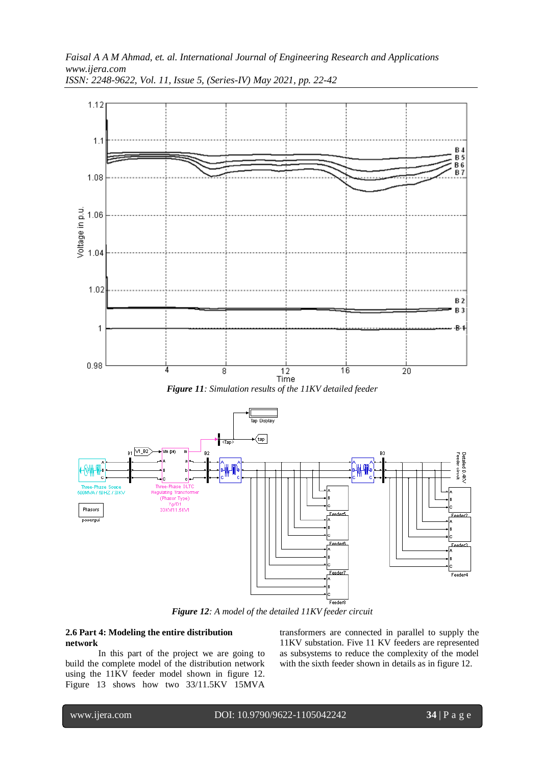*Figure 11: Simulation results of the 11KV detailed feeder*

*Figure 12: A model of the detailed 11KV feeder circuit*

**2.6 Part 4: Modeling the entire distribution network**

In this part of the project we are going to build the complete model of the distribution network using the 11KV feeder model shown in figure 12. Figure 13 shows how two 33/11.5KV 15MVA transformers are connected in parallel to supply the 11KV substation. Five 11 KV feeders are represented as subsystems to reduce the complexity of the model with the sixth feeder shown in details as in figure 12.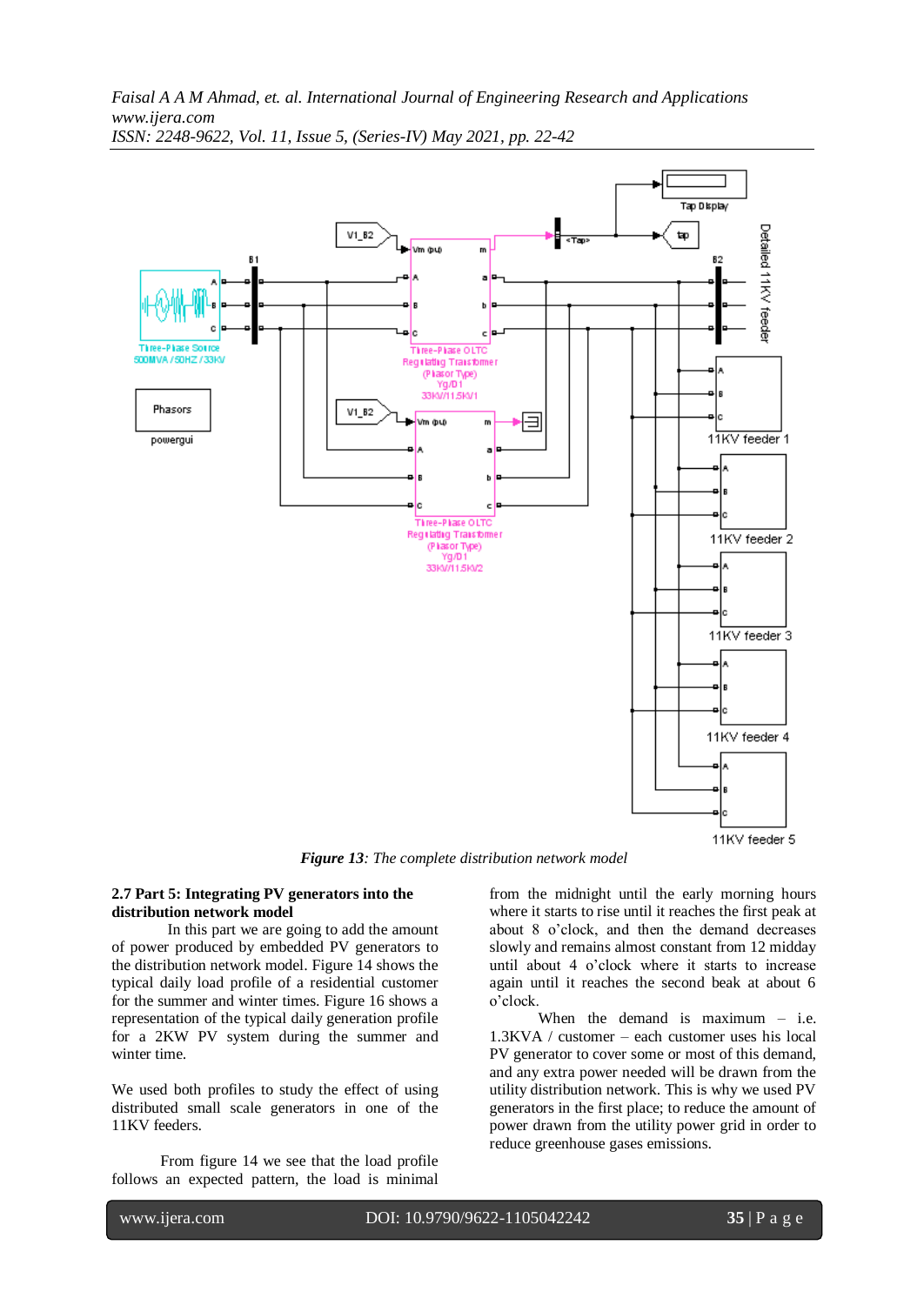*Figure 13: The complete distribution network model*

### 2.7 Part 5: Integrating PV generators into the distribution network model

In this part we are going to add the amount of power produced by embedded PV generators to the distribution network model. Figure 14 shows the typical daily load profile of a residential customer for the summer and winter times. Figure 16 shows a representation of the typical daily generation profile for a 2KW PV system during the summer and winter time.

We used both profiles to study the effect of using distributed small scale generators in one of the 11KV feeders.

From figure 14 we see that the load profile follows an expected pattern, the load is minimal from the midnight until the early morning hours where it starts to rise until it reaches the first peak at about 8 o'clock, and then the demand decreases slowly and remains almost constant from 12 midday until about 4 o'clock where it starts to increase again until it reaches the second beak at about 6 o'clock.

When the demand is maximum – i.e. 1.3KVA / customer – each customer uses his local PV generator to cover some or most of this demand, and any extra power needed will be drawn from the utility distribution network. This is why we used PV generators in the first place; to reduce the amount of power drawn from the utility power grid in order to reduce greenhouse gases emissions.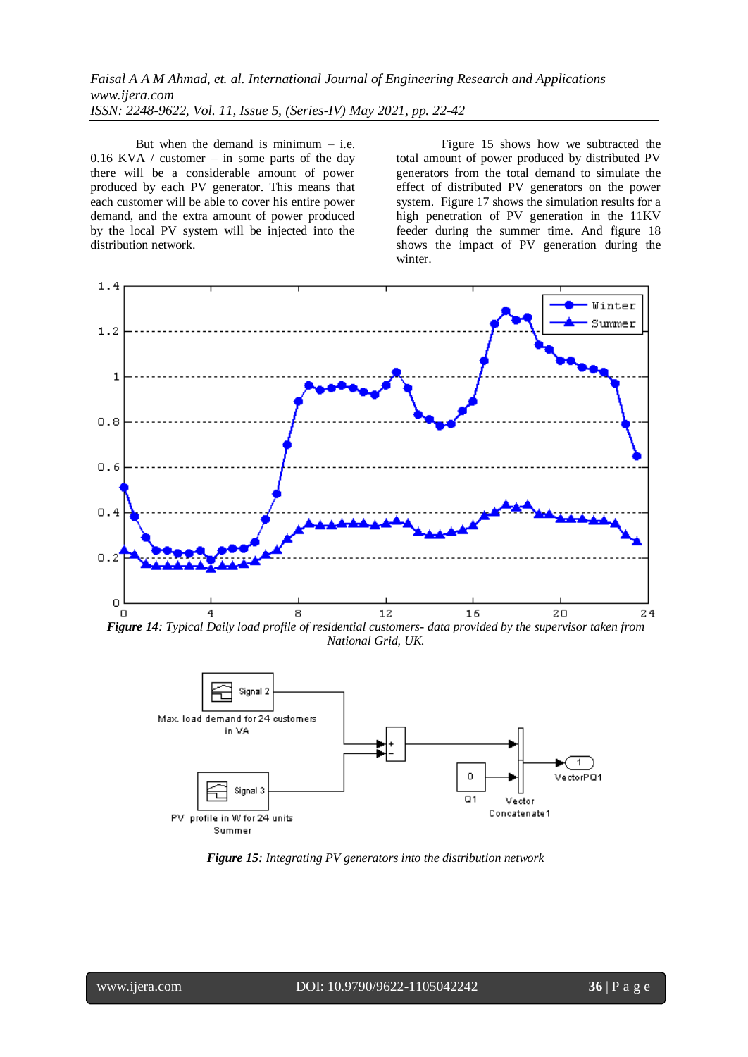But when the demand is minimum – i.e. 0.16 KVA / customer – in some parts of the day there will be a considerable amount of power produced by each PV generator. This means that each customer will be able to cover his entire power demand, and the extra amount of power produced by the local PV system will be injected into the distribution network.

Figure 15 shows how we subtracted the total amount of power produced by distributed PV generators from the total demand to simulate the effect of distributed PV generators on the power system. Figure 17 shows the simulation results for a high penetration of PV generation in the 11KV feeder during the summer time. And figure 18 shows the impact of PV generation during the winter.

***Figure 14****: Typical Daily load profile of residential customers- data provided by the supervisor taken from National Grid, UK.*

***Figure 15****: Integrating PV generators into the distribution network*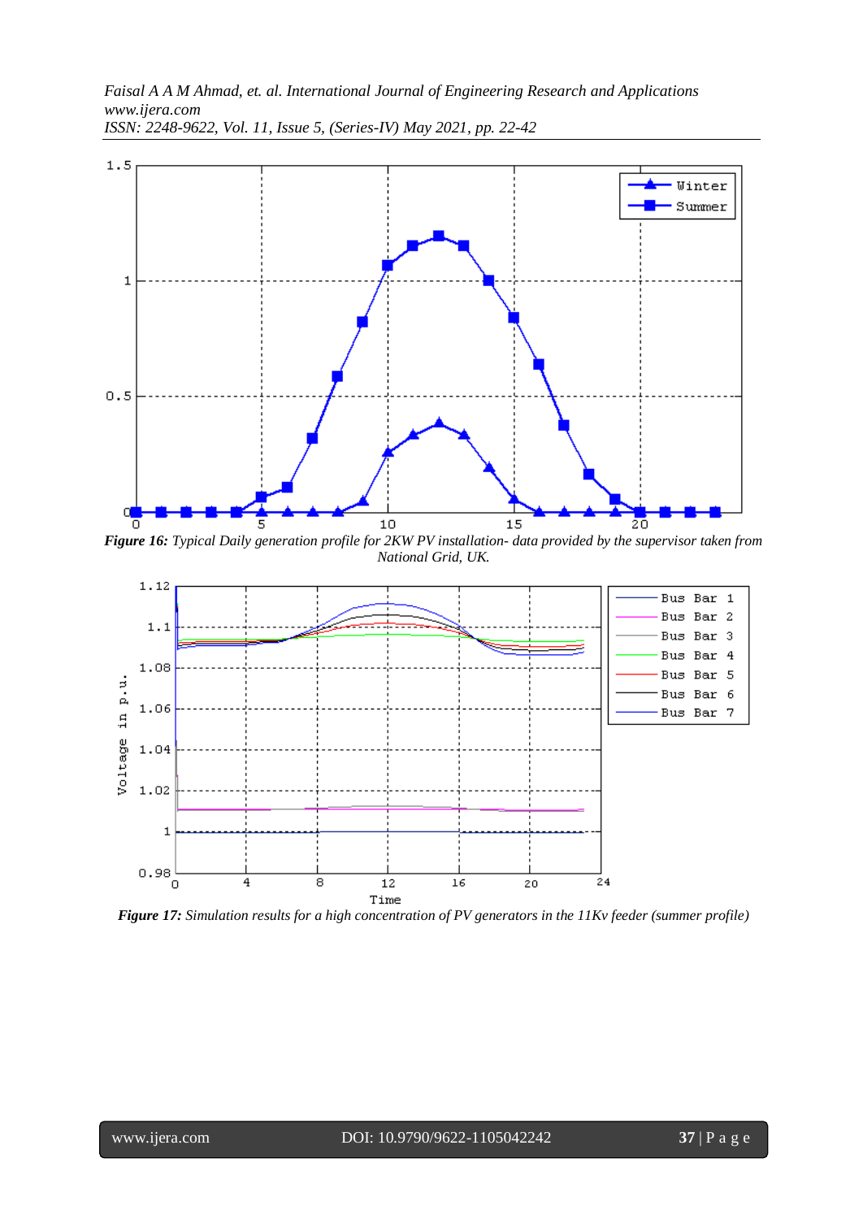***Figure 16:*** *Typical Daily generation profile for 2KW PV installation- data provided by the supervisor taken from National Grid, UK.*

***Figure 17:*** *Simulation results for a high concentration of PV generators in the 11Kv feeder (summer profile)*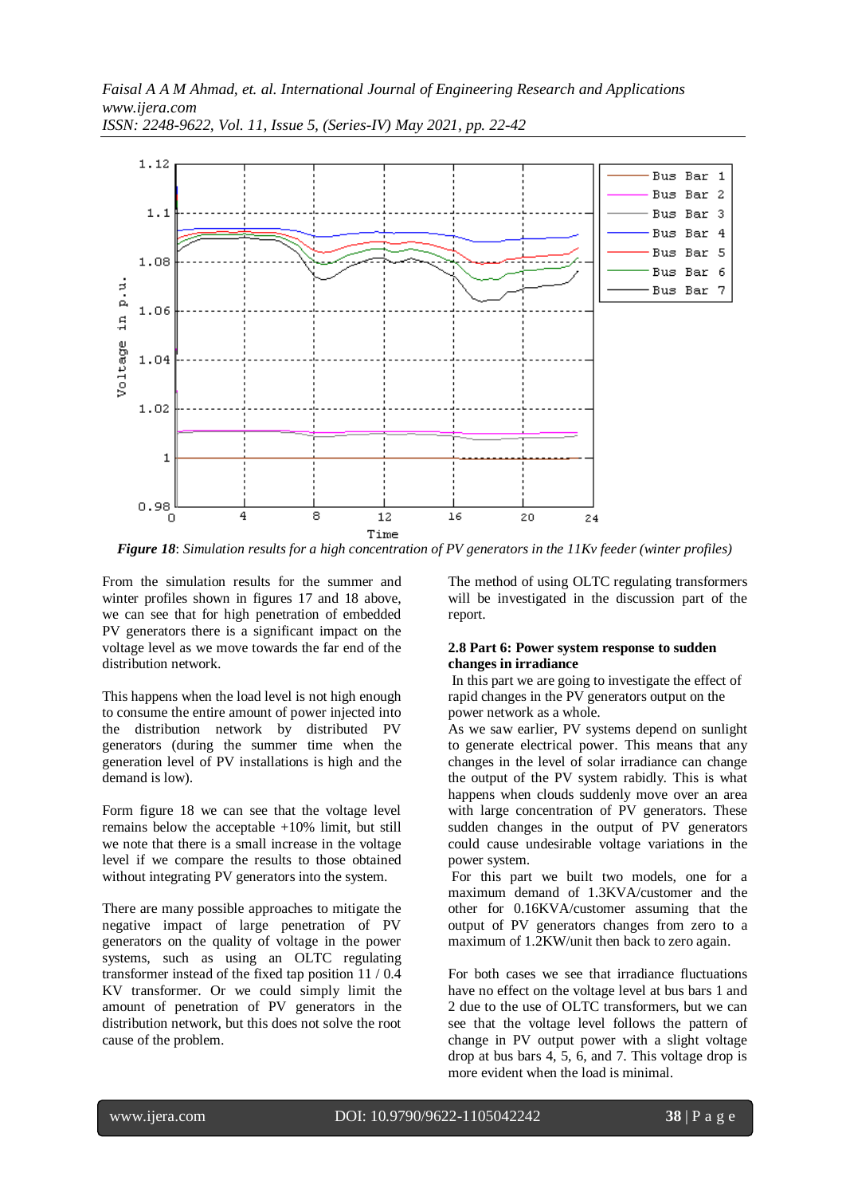*Figure 18*: *Simulation results for a high concentration of PV generators in the 11Kv feeder (winter profiles)*

From the simulation results for the summer and winter profiles shown in figures 17 and 18 above, we can see that for high penetration of embedded PV generators there is a significant impact on the voltage level as we move towards the far end of the distribution network.

This happens when the load level is not high enough to consume the entire amount of power injected into the distribution network by distributed PV generators (during the summer time when the generation level of PV installations is high and the demand is low).

Form figure 18 we can see that the voltage level remains below the acceptable +10% limit, but still we note that there is a small increase in the voltage level if we compare the results to those obtained without integrating PV generators into the system.

There are many possible approaches to mitigate the negative impact of large penetration of PV generators on the quality of voltage in the power systems, such as using an OLTC regulating transformer instead of the fixed tap position 11 / 0.4 KV transformer. Or we could simply limit the amount of penetration of PV generators in the distribution network, but this does not solve the root cause of the problem.

The method of using OLTC regulating transformers will be investigated in the discussion part of the report.

### 2.8 Part 6: Power system response to sudden changes in irradiance

In this part we are going to investigate the effect of rapid changes in the PV generators output on the power network as a whole.

As we saw earlier, PV systems depend on sunlight to generate electrical power. This means that any changes in the level of solar irradiance can change the output of the PV system rabidly. This is what happens when clouds suddenly move over an area with large concentration of PV generators. These sudden changes in the output of PV generators could cause undesirable voltage variations in the power system.

For this part we built two models, one for a maximum demand of 1.3KVA/customer and the other for 0.16KVA/customer assuming that the output of PV generators changes from zero to a maximum of 1.2KW/unit then back to zero again.

For both cases we see that irradiance fluctuations have no effect on the voltage level at bus bars 1 and 2 due to the use of OLTC transformers, but we can see that the voltage level follows the pattern of change in PV output power with a slight voltage drop at bus bars 4, 5, 6, and 7. This voltage drop is more evident when the load is minimal.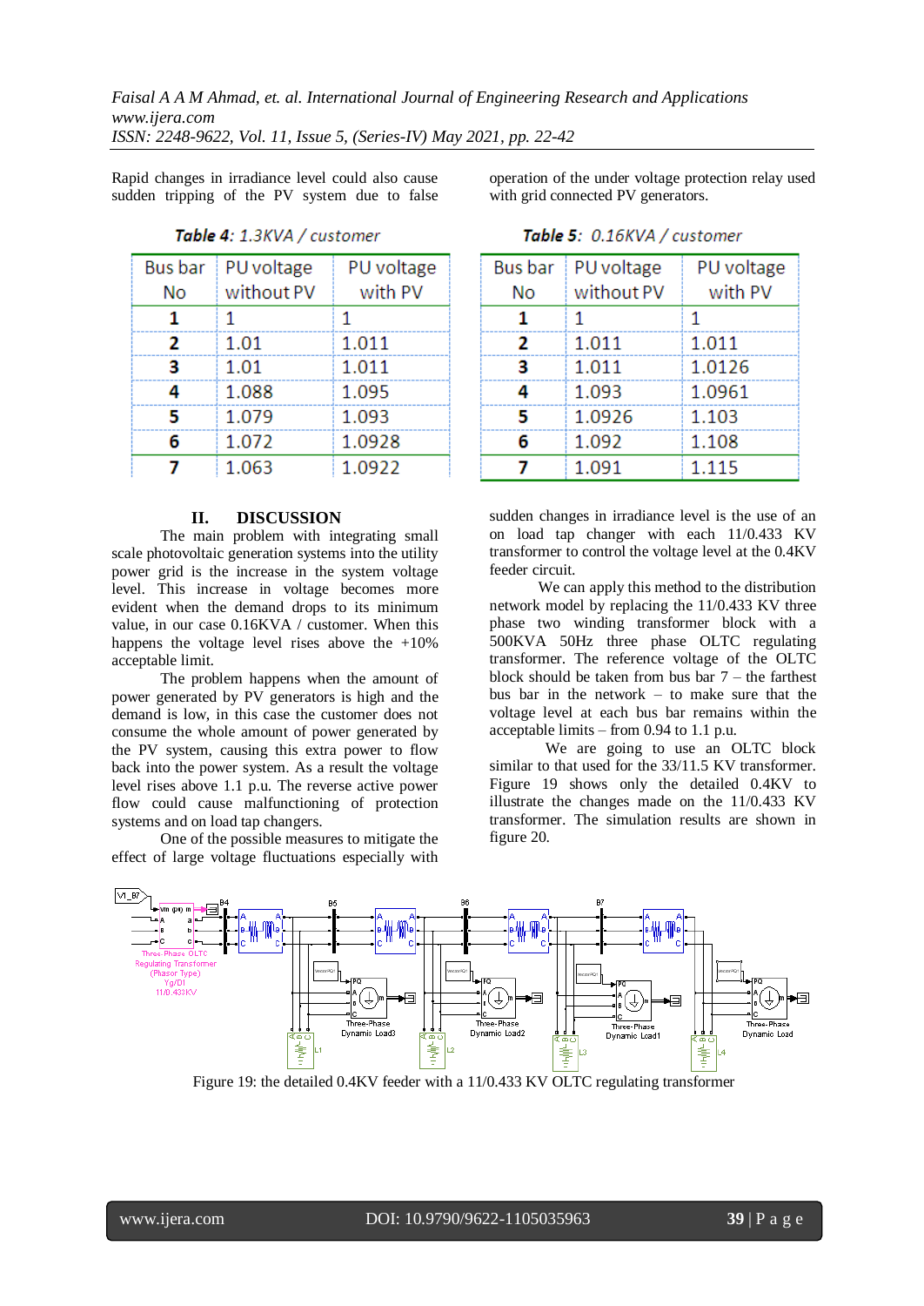Rapid changes in irradiance level could also cause sudden tripping of the PV system due to false operation of the under voltage protection relay used with grid connected PV generators.

**Table 4**: 1.3KVA / customer

| Bus bar No | PU voltage without PV | PU voltage with PV |
|---|---|---|
| **1** | 1 | 1 |
| **2** | 1.01 | 1.011 |
| **3** | 1.01 | 1.011 |
| **4** | 1.088 | 1.095 |
| **5** | 1.079 | 1.093 |
| **6** | 1.072 | 1.0928 |
| **7** | 1.063 | 1.0922 |

**Table 5**: 0.16KVA / customer

| Bus bar No | PU voltage without PV | PU voltage with PV |
|---|---|---|
| **1** | 1 | 1 |
| **2** | 1.011 | 1.011 |
| **3** | 1.011 | 1.0126 |
| **4** | 1.093 | 1.0961 |
| **5** | 1.0926 | 1.103 |
| **6** | 1.092 | 1.108 |
| **7** | 1.091 | 1.115 |

## II. DISCUSSION

The main problem with integrating small scale photovoltaic generation systems into the utility power grid is the increase in the system voltage level. This increase in voltage becomes more evident when the demand drops to its minimum value, in our case 0.16KVA / customer. When this happens the voltage level rises above the +10% acceptable limit.

The problem happens when the amount of power generated by PV generators is high and the demand is low, in this case the customer does not consume the whole amount of power generated by the PV system, causing this extra power to flow back into the power system. As a result the voltage level rises above 1.1 p.u. The reverse active power flow could cause malfunctioning of protection systems and on load tap changers.

One of the possible measures to mitigate the effect of large voltage fluctuations especially with sudden changes in irradiance level is the use of an on load tap changer with each 11/0.433 KV transformer to control the voltage level at the 0.4KV feeder circuit.

We can apply this method to the distribution network model by replacing the 11/0.433 KV three phase two winding transformer block with a 500KVA 50Hz three phase OLTC regulating transformer. The reference voltage of the OLTC block should be taken from bus bar 7 – the farthest bus bar in the network – to make sure that the voltage level at each bus bar remains within the acceptable limits – from 0.94 to 1.1 p.u.

We are going to use an OLTC block similar to that used for the 33/11.5 KV transformer. Figure 19 shows only the detailed 0.4KV to illustrate the changes made on the 11/0.433 KV transformer. The simulation results are shown in figure 20.

Figure 19: the detailed 0.4KV feeder with a 11/0.433 KV OLTC regulating transformer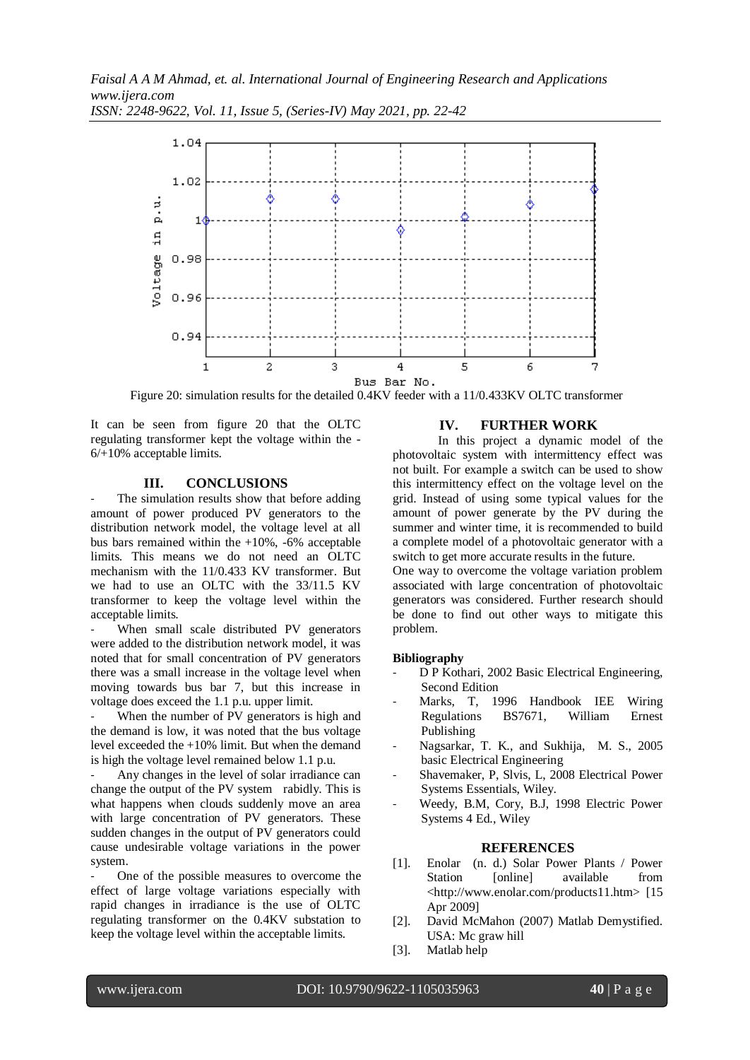Figure 20: simulation results for the detailed 0.4KV feeder with a 11/0.433KV OLTC transformer

It can be seen from figure 20 that the OLTC regulating transformer kept the voltage within the -6/+10% acceptable limits.

## III. CONCLUSIONS

- The simulation results show that before adding amount of power produced PV generators to the distribution network model, the voltage level at all bus bars remained within the +10%, -6% acceptable limits. This means we do not need an OLTC mechanism with the 11/0.433 KV transformer. But we had to use an OLTC with the 33/11.5 KV transformer to keep the voltage level within the acceptable limits.
- When small scale distributed PV generators were added to the distribution network model, it was noted that for small concentration of PV generators there was a small increase in the voltage level when moving towards bus bar 7, but this increase in voltage does exceed the 1.1 p.u. upper limit.
- When the number of PV generators is high and the demand is low, it was noted that the bus voltage level exceeded the +10% limit. But when the demand is high the voltage level remained below 1.1 p.u.
- Any changes in the level of solar irradiance can change the output of the PV system rabidly. This is what happens when clouds suddenly move an area with large concentration of PV generators. These sudden changes in the output of PV generators could cause undesirable voltage variations in the power system.
- One of the possible measures to overcome the effect of large voltage variations especially with rapid changes in irradiance is the use of OLTC regulating transformer on the 0.4KV substation to keep the voltage level within the acceptable limits.

## IV. FURTHER WORK

In this project a dynamic model of the photovoltaic system with intermittency effect was not built. For example a switch can be used to show this intermittency effect on the voltage level on the grid. Instead of using some typical values for the amount of power generate by the PV during the summer and winter time, it is recommended to build a complete model of a photovoltaic generator with a switch to get more accurate results in the future.

One way to overcome the voltage variation problem associated with large concentration of photovoltaic generators was considered. Further research should be done to find out other ways to mitigate this problem.

**Bibliography**

- D P Kothari, 2002 Basic Electrical Engineering, Second Edition
- Marks, T, 1996 Handbook IEE Wiring Regulations BS7671, William Ernest Publishing
- Nagsarkar, T. K., and Sukhija, M. S., 2005 basic Electrical Engineering
- Shavemaker, P, Slvis, L, 2008 Electrical Power Systems Essentials, Wiley.
- Weedy, B.M, Cory, B.J, 1998 Electric Power Systems 4 Ed., Wiley

## REFERENCES

[1]. Enolar (n. d.) Solar Power Plants / Power Station [online] available from <http://www.enolar.com/products11.htm> [15 Apr 2009]

[2]. David McMahon (2007) Matlab Demystified. USA: Mc graw hill

[3]. Matlab help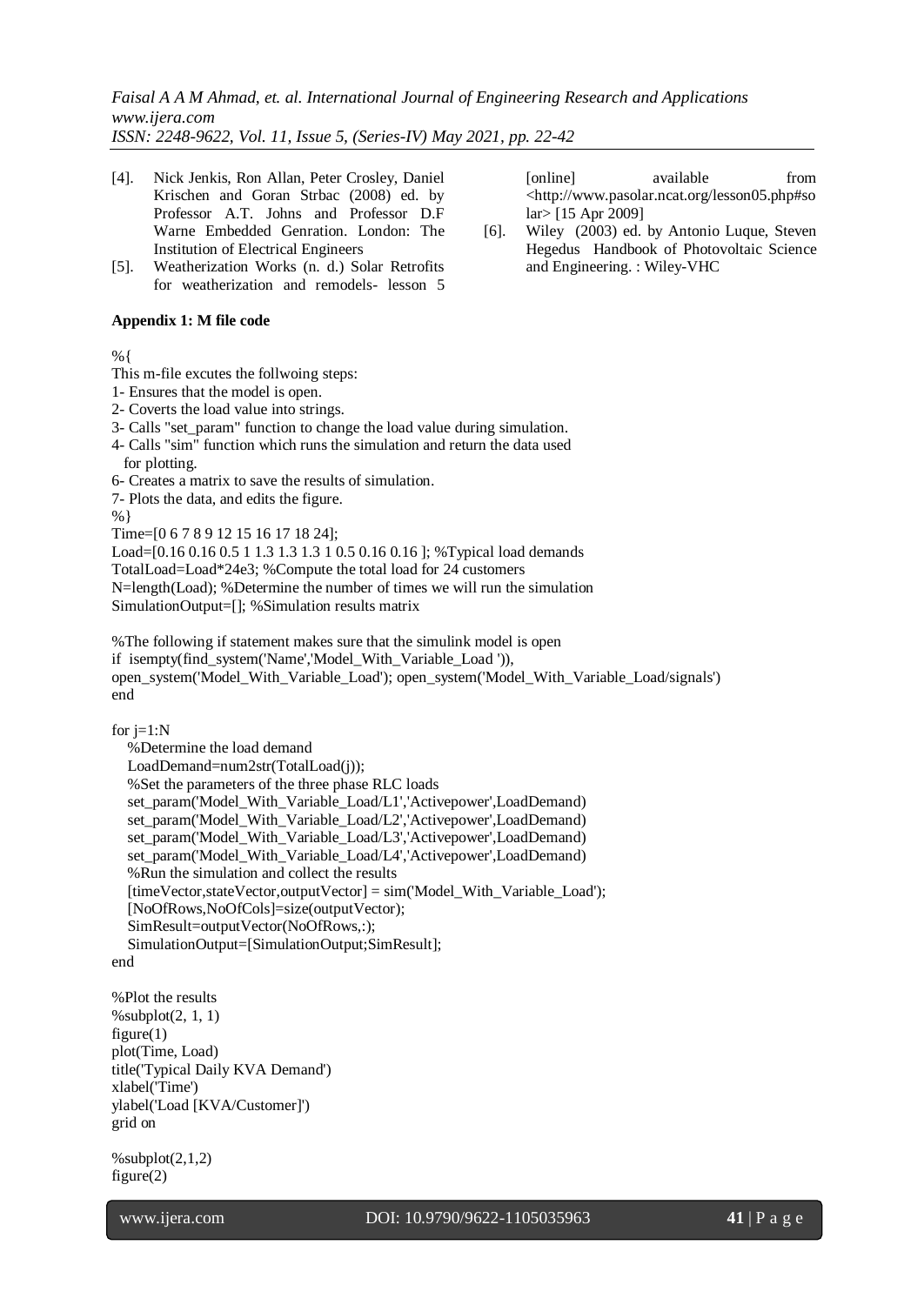[4]. Nick Jenkis, Ron Allan, Peter Crosley, Daniel Krischen and Goran Strbac (2008) ed. by Professor A.T. Johns and Professor D.F Warne Embedded Genration. London: The Institution of Electrical Engineers

[5]. Weatherization Works (n. d.) Solar Retrofits for weatherization and remodels- lesson 5 [online] available from <http://www.pasolar.ncat.org/lesson05.php#solar> [15 Apr 2009]

[6]. Wiley (2003) ed. by Antonio Luque, Steven Hegedus Handbook of Photovoltaic Science and Engineering. : Wiley-VHC

**Appendix 1: M file code**

```
%{
This m-file excutes the follwoing steps:
1- Ensures that the model is open.
2- Coverts the load value into strings.
3- Calls "set_param" function to change the load value during simulation.
4- Calls "sim" function which runs the simulation and return the data used
  for plotting.
6- Creates a matrix to save the results of simulation.
7- Plots the data, and edits the figure.
%}
Time=[0 6 7 8 9 12 15 16 17 18 24];
Load=[0.16 0.16 0.5 1 1.3 1.3 1.3 1 0.5 0.16 0.16 ]; %Typical load demands
TotalLoad=Load*24e3; %Compute the total load for 24 customers
N=length(Load); %Determine the number of times we will run the simulation
SimulationOutput=[]; %Simulation results matrix

%The following if statement makes sure that the simulink model is open
if  isempty(find_system('Name','Model_With_Variable_Load ')),
open_system('Model_With_Variable_Load'); open_system('Model_With_Variable_Load/signals')
end

for j=1:N
   %Determine the load demand
   LoadDemand=num2str(TotalLoad(j));
   %Set the parameters of the three phase RLC loads
   set_param('Model_With_Variable_Load/L1','Activepower',LoadDemand)
   set_param('Model_With_Variable_Load/L2','Activepower',LoadDemand)
   set_param('Model_With_Variable_Load/L3','Activepower',LoadDemand)
   set_param('Model_With_Variable_Load/L4','Activepower',LoadDemand)
   %Run the simulation and collect the results
   [timeVector,stateVector,outputVector] = sim('Model_With_Variable_Load');
   [NoOfRows,NoOfCols]=size(outputVector);
   SimResult=outputVector(NoOfRows,:);
   SimulationOutput=[SimulationOutput;SimResult];
end

%Plot the results
%subplot(2, 1, 1)
figure(1)
plot(Time, Load)
title('Typical Daily KVA Demand')
xlabel('Time')
ylabel('Load [KVA/Customer]')
grid on

%subplot(2,1,2)
figure(2)
```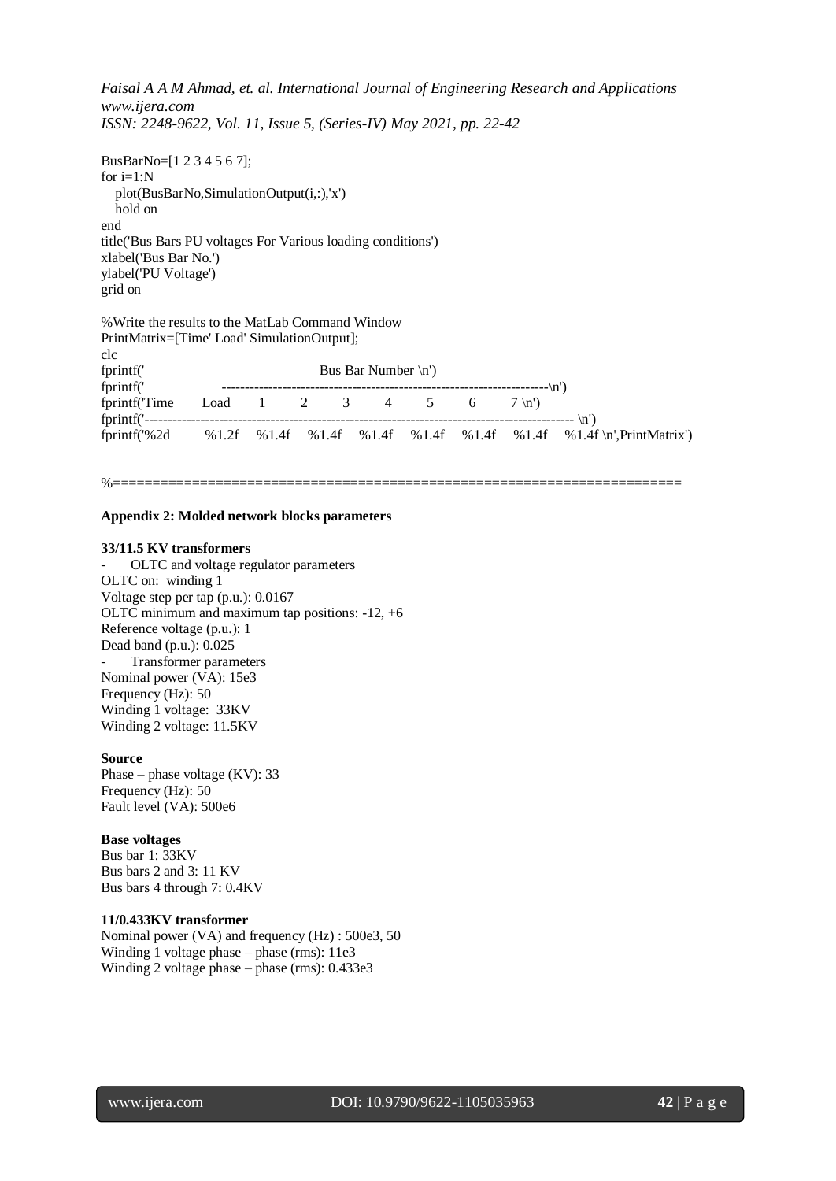```
BusBarNo=[1 2 3 4 5 6 7];
for i=1:N
   plot(BusBarNo,SimulationOutput(i,:),'x')
   hold on
end
title('Bus Bars PU voltages For Various loading conditions')
xlabel('Bus Bar No.')
ylabel('PU Voltage')
grid on

%Write the results to the MatLab Command Window
PrintMatrix=[Time' Load' SimulationOutput];
clc
fprintf('                              Bus Bar Number \n')
fprintf('            ---------------------------------------------------------------------\n')
fprintf('Time      Load      1       2       3       4       5       6       7 \n')
fprintf('------------------------------------------------------------------------------------------- \n')
fprintf('%2d      %1.2f   %1.4f   %1.4f   %1.4f   %1.4f   %1.4f   %1.4f   %1.4f \n',PrintMatrix')


%======================================================================
```

**Appendix 2: Molded network blocks parameters**

**33/11.5 KV transformers**

- OLTC and voltage regulator parameters

OLTC on: winding 1
Voltage step per tap (p.u.): 0.0167
OLTC minimum and maximum tap positions: -12, +6
Reference voltage (p.u.): 1
Dead band (p.u.): 0.025

- Transformer parameters

Nominal power (VA): 15e3
Frequency (Hz): 50
Winding 1 voltage: 33KV
Winding 2 voltage: 11.5KV

**Source**

Phase – phase voltage (KV): 33
Frequency (Hz): 50
Fault level (VA): 500e6

**Base voltages**

Bus bar 1: 33KV
Bus bars 2 and 3: 11 KV
Bus bars 4 through 7: 0.4KV

**11/0.433KV transformer**

Nominal power (VA) and frequency (Hz) : 500e3, 50
Winding 1 voltage phase – phase (rms): 11e3
Winding 2 voltage phase – phase (rms): 0.433e3